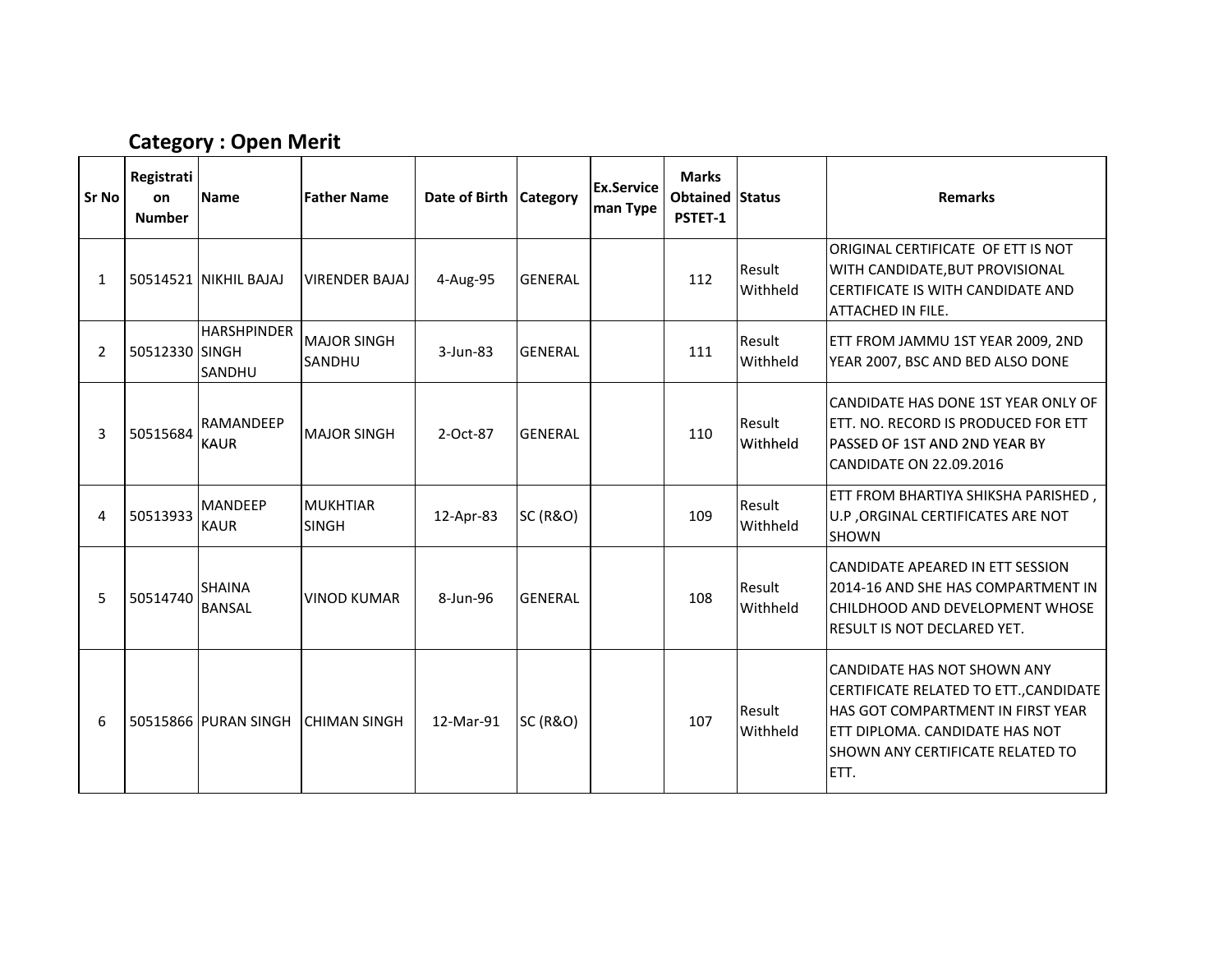## Category : Open Merit

| Sr No | Registration Number | Name | Father Name | Date of Birth | Category | Ex.Serviceman Type | Marks Obtained PSTET-1 | Status | Remarks |
|---|---|---|---|---|---|---|---|---|---|
| 1 | 50514521 | NIKHIL BAJAJ | VIRENDER BAJAJ | 4-Aug-95 | GENERAL | | 112 | Result Withheld | ORIGINAL CERTIFICATE OF ETT IS NOT WITH CANDIDATE,BUT PROVISIONAL CERTIFICATE IS WITH CANDIDATE AND ATTACHED IN FILE. |
| 2 | 50512330 | HARSHPINDER SINGH SANDHU | MAJOR SINGH SANDHU | 3-Jun-83 | GENERAL | | 111 | Result Withheld | ETT FROM JAMMU 1ST YEAR 2009, 2ND YEAR 2007, BSC AND BED ALSO DONE |
| 3 | 50515684 | RAMANDEEP KAUR | MAJOR SINGH | 2-Oct-87 | GENERAL | | 110 | Result Withheld | CANDIDATE HAS DONE 1ST YEAR ONLY OF ETT. NO. RECORD IS PRODUCED FOR ETT PASSED OF 1ST AND 2ND YEAR BY CANDIDATE ON 22.09.2016 |
| 4 | 50513933 | MANDEEP KAUR | MUKHTIAR SINGH | 12-Apr-83 | SC (R&O) | | 109 | Result Withheld | ETT FROM BHARTIYA SHIKSHA PARISHED , U.P ,ORGINAL CERTIFICATES ARE NOT SHOWN |
| 5 | 50514740 | SHAINA BANSAL | VINOD KUMAR | 8-Jun-96 | GENERAL | | 108 | Result Withheld | CANDIDATE APEARED IN ETT SESSION 2014-16 AND SHE HAS COMPARTMENT IN CHILDHOOD AND DEVELOPMENT WHOSE RESULT IS NOT DECLARED YET. |
| 6 | 50515866 | PURAN SINGH | CHIMAN SINGH | 12-Mar-91 | SC (R&O) | | 107 | Result Withheld | CANDIDATE HAS NOT SHOWN ANY CERTIFICATE RELATED TO ETT.,CANDIDATE HAS GOT COMPARTMENT IN FIRST YEAR ETT DIPLOMA. CANDIDATE HAS NOT SHOWN ANY CERTIFICATE RELATED TO ETT. |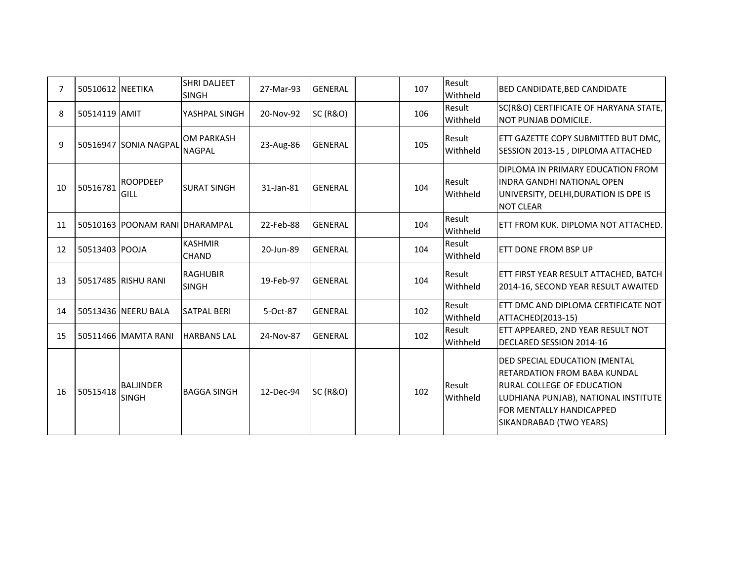|  |  |  |  |  |  |  |  |  |  |
|---|---|---|---|---|---|---|---|---|---|
| 7 | 50510612 | NEETIKA | SHRI DALJEET SINGH | 27-Mar-93 | GENERAL |  | 107 | Result Withheld | BED CANDIDATE,BED CANDIDATE |
| 8 | 50514119 | AMIT | YASHPAL SINGH | 20-Nov-92 | SC (R&O) |  | 106 | Result Withheld | SC(R&O) CERTIFICATE OF HARYANA STATE, NOT PUNJAB DOMICILE. |
| 9 | 50516947 | SONIA NAGPAL | OM PARKASH NAGPAL | 23-Aug-86 | GENERAL |  | 105 | Result Withheld | ETT GAZETTE COPY SUBMITTED BUT DMC, SESSION 2013-15 , DIPLOMA ATTACHED |
| 10 | 50516781 | ROOPDEEP GILL | SURAT SINGH | 31-Jan-81 | GENERAL |  | 104 | Result Withheld | DIPLOMA IN PRIMARY EDUCATION FROM INDRA GANDHI NATIONAL OPEN UNIVERSITY, DELHI,DURATION IS DPE IS NOT CLEAR |
| 11 | 50510163 | POONAM RANI | DHARAMPAL | 22-Feb-88 | GENERAL |  | 104 | Result Withheld | ETT FROM KUK. DIPLOMA NOT ATTACHED. |
| 12 | 50513403 | POOJA | KASHMIR CHAND | 20-Jun-89 | GENERAL |  | 104 | Result Withheld | ETT DONE FROM BSP UP |
| 13 | 50517485 | RISHU RANI | RAGHUBIR SINGH | 19-Feb-97 | GENERAL |  | 104 | Result Withheld | ETT FIRST YEAR RESULT ATTACHED, BATCH 2014-16, SECOND YEAR RESULT AWAITED |
| 14 | 50513436 | NEERU BALA | SATPAL BERI | 5-Oct-87 | GENERAL |  | 102 | Result Withheld | ETT DMC AND DIPLOMA CERTIFICATE NOT ATTACHED(2013-15) |
| 15 | 50511466 | MAMTA RANI | HARBANS LAL | 24-Nov-87 | GENERAL |  | 102 | Result Withheld | ETT APPEARED, 2ND YEAR RESULT NOT DECLARED SESSION 2014-16 |
| 16 | 50515418 | BALJINDER SINGH | BAGGA SINGH | 12-Dec-94 | SC (R&O) |  | 102 | Result Withheld | DED SPECIAL EDUCATION (MENTAL RETARDATION FROM BABA KUNDAL RURAL COLLEGE OF EDUCATION LUDHIANA PUNJAB), NATIONAL INSTITUTE FOR MENTALLY HANDICAPPED SIKANDRABAD (TWO YEARS) |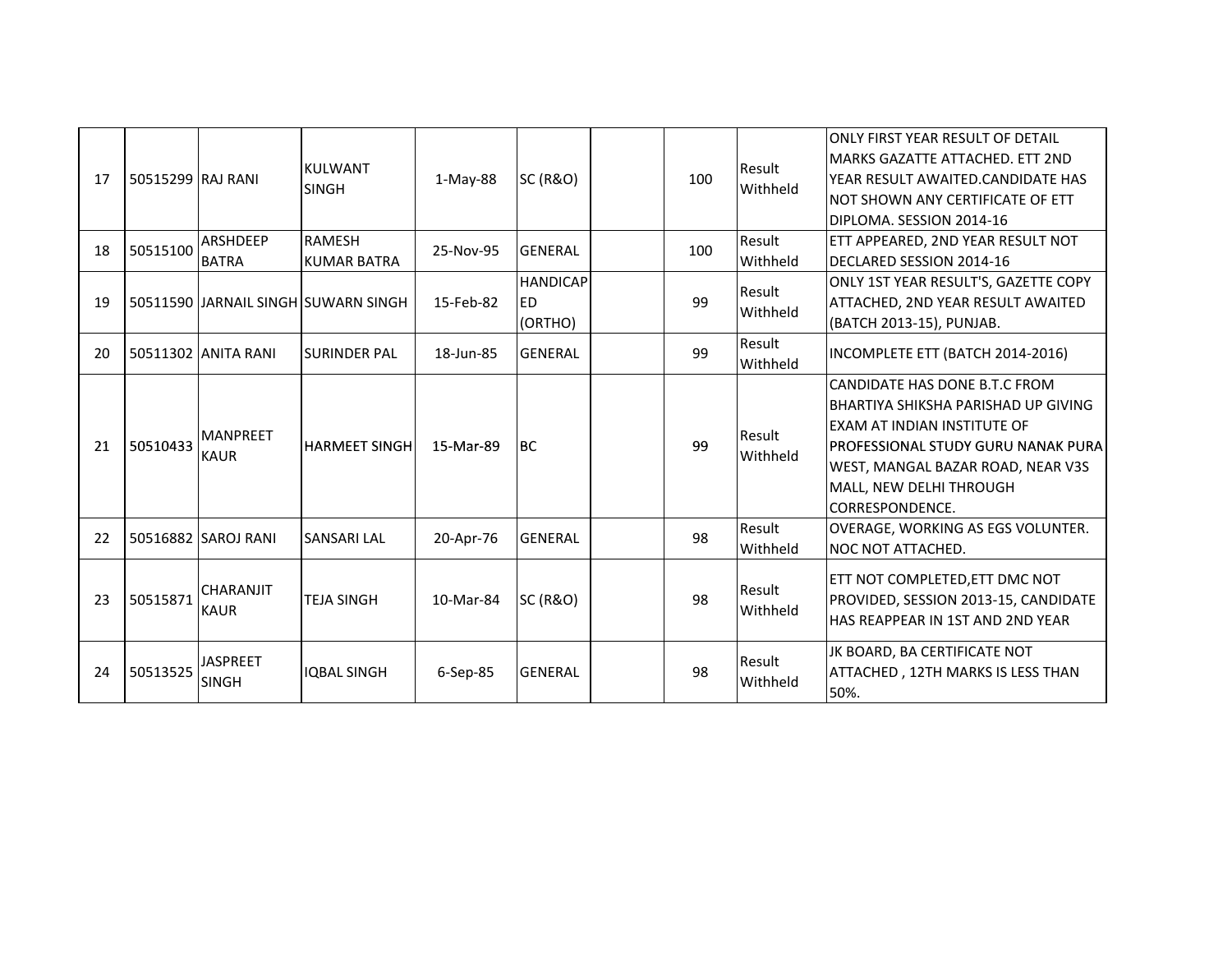| | | | | | | | | | | |
|---|---|---|---|---|---|---|---|---|---|---|
| 17 | 50515299 | RAJ RANI | KULWANT SINGH | 1-May-88 | SC (R&O) | | | 100 | Result Withheld | ONLY FIRST YEAR RESULT OF DETAIL MARKS GAZATTE ATTACHED. ETT 2ND YEAR RESULT AWAITED.CANDIDATE HAS NOT SHOWN ANY CERTIFICATE OF ETT DIPLOMA. SESSION 2014-16 |
| 18 | 50515100 | ARSHDEEP BATRA | RAMESH KUMAR BATRA | 25-Nov-95 | GENERAL | | | 100 | Result Withheld | ETT APPEARED, 2ND YEAR RESULT NOT DECLARED SESSION 2014-16 |
| 19 | 50511590 | JARNAIL SINGH | SUWARN SINGH | 15-Feb-82 | HANDICAPED (ORTHO) | | | 99 | Result Withheld | ONLY 1ST YEAR RESULT'S, GAZETTE COPY ATTACHED, 2ND YEAR RESULT AWAITED (BATCH 2013-15), PUNJAB. |
| 20 | 50511302 | ANITA RANI | SURINDER PAL | 18-Jun-85 | GENERAL | | | 99 | Result Withheld | INCOMPLETE ETT (BATCH 2014-2016) |
| 21 | 50510433 | MANPREET KAUR | HARMEET SINGH | 15-Mar-89 | BC | | | 99 | Result Withheld | CANDIDATE HAS DONE B.T.C FROM BHARTIYA SHIKSHA PARISHAD UP GIVING EXAM AT INDIAN INSTITUTE OF PROFESSIONAL STUDY GURU NANAK PURA WEST, MANGAL BAZAR ROAD, NEAR V3S MALL, NEW DELHI THROUGH CORRESPONDENCE. |
| 22 | 50516882 | SAROJ RANI | SANSARI LAL | 20-Apr-76 | GENERAL | | | 98 | Result Withheld | OVERAGE, WORKING AS EGS VOLUNTER. NOC NOT ATTACHED. |
| 23 | 50515871 | CHARANJIT KAUR | TEJA SINGH | 10-Mar-84 | SC (R&O) | | | 98 | Result Withheld | ETT NOT COMPLETED,ETT DMC NOT PROVIDED, SESSION 2013-15, CANDIDATE HAS REAPPEAR IN 1ST AND 2ND YEAR |
| 24 | 50513525 | JASPREET SINGH | IQBAL SINGH | 6-Sep-85 | GENERAL | | | 98 | Result Withheld | JK BOARD, BA CERTIFICATE NOT ATTACHED , 12TH MARKS IS LESS THAN 50%. |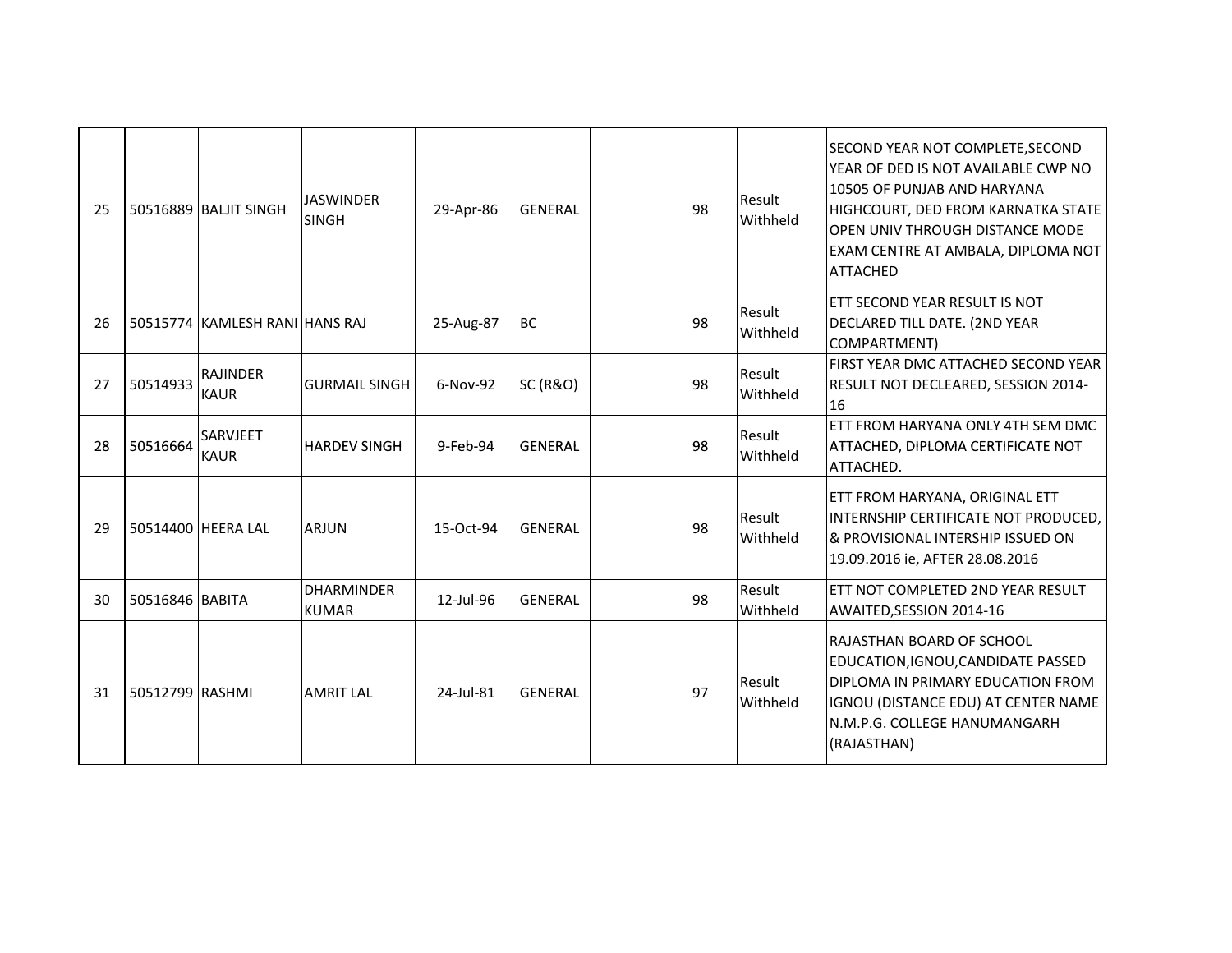| | | | | | | | | | |
|---|---|---|---|---|---|---|---|---|---|
| 25 | 50516889 | BALJIT SINGH | JASWINDER SINGH | 29-Apr-86 | GENERAL | | 98 | Result Withheld | SECOND YEAR NOT COMPLETE,SECOND YEAR OF DED IS NOT AVAILABLE CWP NO 10505 OF PUNJAB AND HARYANA HIGHCOURT, DED FROM KARNATKA STATE OPEN UNIV THROUGH DISTANCE MODE EXAM CENTRE AT AMBALA, DIPLOMA NOT ATTACHED |
| 26 | 50515774 | KAMLESH RANI | HANS RAJ | 25-Aug-87 | BC | | 98 | Result Withheld | ETT SECOND YEAR RESULT IS NOT DECLARED TILL DATE. (2ND YEAR COMPARTMENT) |
| 27 | 50514933 | RAJINDER KAUR | GURMAIL SINGH | 6-Nov-92 | SC (R&O) | | 98 | Result Withheld | FIRST YEAR DMC ATTACHED SECOND YEAR RESULT NOT DECLEARED, SESSION 2014-16 |
| 28 | 50516664 | SARVJEET KAUR | HARDEV SINGH | 9-Feb-94 | GENERAL | | 98 | Result Withheld | ETT FROM HARYANA ONLY 4TH SEM DMC ATTACHED, DIPLOMA CERTIFICATE NOT ATTACHED. |
| 29 | 50514400 | HEERA LAL | ARJUN | 15-Oct-94 | GENERAL | | 98 | Result Withheld | ETT FROM HARYANA, ORIGINAL ETT INTERNSHIP CERTIFICATE NOT PRODUCED, & PROVISIONAL INTERSHIP ISSUED ON 19.09.2016 ie, AFTER 28.08.2016 |
| 30 | 50516846 | BABITA | DHARMINDER KUMAR | 12-Jul-96 | GENERAL | | 98 | Result Withheld | ETT NOT COMPLETED 2ND YEAR RESULT AWAITED,SESSION 2014-16 |
| 31 | 50512799 | RASHMI | AMRIT LAL | 24-Jul-81 | GENERAL | | 97 | Result Withheld | RAJASTHAN BOARD OF SCHOOL EDUCATION,IGNOU,CANDIDATE PASSED DIPLOMA IN PRIMARY EDUCATION FROM IGNOU (DISTANCE EDU) AT CENTER NAME N.M.P.G. COLLEGE HANUMANGARH (RAJASTHAN) |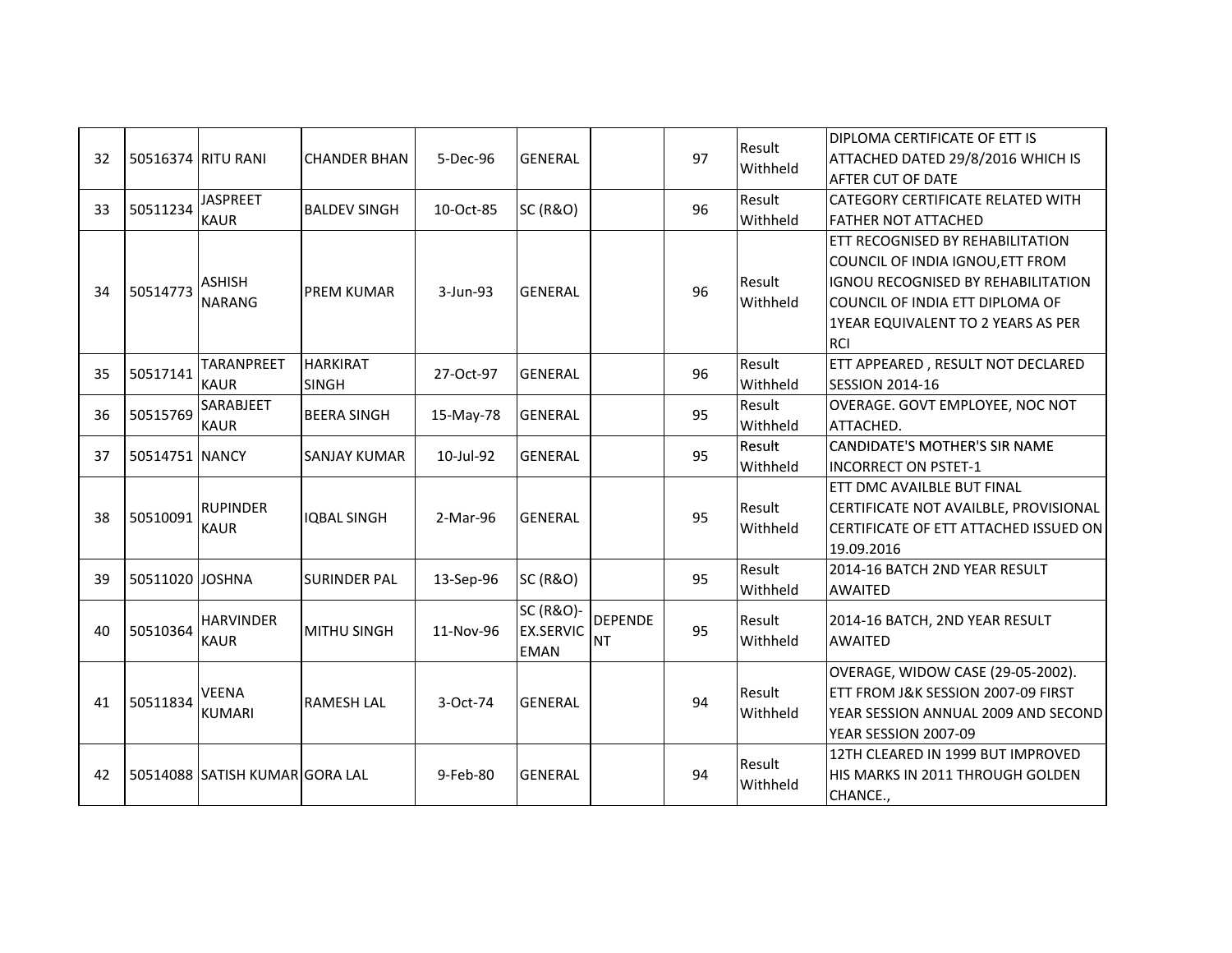| | | | | | | | | | |
|---|---|---|---|---|---|---|---|---|---|
| 32 | 50516374 | RITU RANI | CHANDER BHAN | 5-Dec-96 | GENERAL | | 97 | Result Withheld | DIPLOMA CERTIFICATE OF ETT IS ATTACHED DATED 29/8/2016 WHICH IS AFTER CUT OF DATE |
| 33 | 50511234 | JASPREET KAUR | BALDEV SINGH | 10-Oct-85 | SC (R&O) | | 96 | Result Withheld | CATEGORY CERTIFICATE RELATED WITH FATHER NOT ATTACHED |
| 34 | 50514773 | ASHISH NARANG | PREM KUMAR | 3-Jun-93 | GENERAL | | 96 | Result Withheld | ETT RECOGNISED BY REHABILITATION COUNCIL OF INDIA IGNOU,ETT FROM IGNOU RECOGNISED BY REHABILITATION COUNCIL OF INDIA ETT DIPLOMA OF 1YEAR EQUIVALENT TO 2 YEARS AS PER RCI |
| 35 | 50517141 | TARANPREET KAUR | HARKIRAT SINGH | 27-Oct-97 | GENERAL | | 96 | Result Withheld | ETT APPEARED , RESULT NOT DECLARED SESSION 2014-16 |
| 36 | 50515769 | SARABJEET KAUR | BEERA SINGH | 15-May-78 | GENERAL | | 95 | Result Withheld | OVERAGE. GOVT EMPLOYEE, NOC NOT ATTACHED. |
| 37 | 50514751 | NANCY | SANJAY KUMAR | 10-Jul-92 | GENERAL | | 95 | Result Withheld | CANDIDATE'S MOTHER'S SIR NAME INCORRECT ON PSTET-1 |
| 38 | 50510091 | RUPINDER KAUR | IQBAL SINGH | 2-Mar-96 | GENERAL | | 95 | Result Withheld | ETT DMC AVAILBLE BUT FINAL CERTIFICATE NOT AVAILBLE, PROVISIONAL CERTIFICATE OF ETT ATTACHED ISSUED ON 19.09.2016 |
| 39 | 50511020 | JOSHNA | SURINDER PAL | 13-Sep-96 | SC (R&O) | | 95 | Result Withheld | 2014-16 BATCH 2ND YEAR RESULT AWAITED |
| 40 | 50510364 | HARVINDER KAUR | MITHU SINGH | 11-Nov-96 | SC (R&O)-EX.SERVICEMAN | DEPENDENT | 95 | Result Withheld | 2014-16 BATCH, 2ND YEAR RESULT AWAITED |
| 41 | 50511834 | VEENA KUMARI | RAMESH LAL | 3-Oct-74 | GENERAL | | 94 | Result Withheld | OVERAGE, WIDOW CASE (29-05-2002). ETT FROM J&K SESSION 2007-09 FIRST YEAR SESSION ANNUAL 2009 AND SECOND YEAR SESSION 2007-09 |
| 42 | 50514088 | SATISH KUMAR | GORA LAL | 9-Feb-80 | GENERAL | | 94 | Result Withheld | 12TH CLEARED IN 1999 BUT IMPROVED HIS MARKS IN 2011 THROUGH GOLDEN CHANCE., |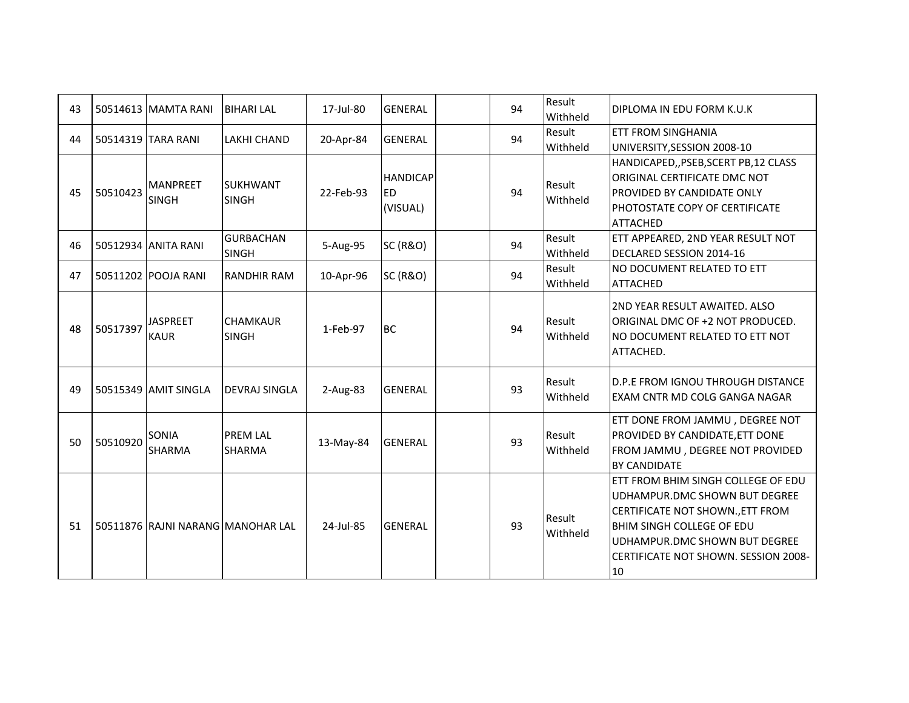| 43 | 50514613 | MAMTA RANI | BIHARI LAL | 17-Jul-80 | GENERAL | | 94 | Result Withheld | DIPLOMA IN EDU FORM K.U.K |
|---|---|---|---|---|---|---|---|---|---|
| 44 | 50514319 | TARA RANI | LAKHI CHAND | 20-Apr-84 | GENERAL | | 94 | Result Withheld | ETT FROM SINGHANIA UNIVERSITY,SESSION 2008-10 |
| 45 | 50510423 | MANPREET SINGH | SUKHWANT SINGH | 22-Feb-93 | HANDICAPED (VISUAL) | | 94 | Result Withheld | HANDICAPED,,PSEB,SCERT PB,12 CLASS ORIGINAL CERTIFICATE DMC NOT PROVIDED BY CANDIDATE ONLY PHOTOSTATE COPY OF CERTIFICATE ATTACHED |
| 46 | 50512934 | ANITA RANI | GURBACHAN SINGH | 5-Aug-95 | SC (R&O) | | 94 | Result Withheld | ETT APPEARED, 2ND YEAR RESULT NOT DECLARED SESSION 2014-16 |
| 47 | 50511202 | POOJA RANI | RANDHIR RAM | 10-Apr-96 | SC (R&O) | | 94 | Result Withheld | NO DOCUMENT RELATED TO ETT ATTACHED |
| 48 | 50517397 | JASPREET KAUR | CHAMKAUR SINGH | 1-Feb-97 | BC | | 94 | Result Withheld | 2ND YEAR RESULT AWAITED. ALSO ORIGINAL DMC OF +2 NOT PRODUCED. NO DOCUMENT RELATED TO ETT NOT ATTACHED. |
| 49 | 50515349 | AMIT SINGLA | DEVRAJ SINGLA | 2-Aug-83 | GENERAL | | 93 | Result Withheld | D.P.E FROM IGNOU THROUGH DISTANCE EXAM CNTR MD COLG GANGA NAGAR |
| 50 | 50510920 | SONIA SHARMA | PREM LAL SHARMA | 13-May-84 | GENERAL | | 93 | Result Withheld | ETT DONE FROM JAMMU , DEGREE NOT PROVIDED BY CANDIDATE,ETT DONE FROM JAMMU , DEGREE NOT PROVIDED BY CANDIDATE |
| 51 | 50511876 | RAJNI NARANG | MANOHAR LAL | 24-Jul-85 | GENERAL | | 93 | Result Withheld | ETT FROM BHIM SINGH COLLEGE OF EDU UDHAMPUR.DMC SHOWN BUT DEGREE CERTIFICATE NOT SHOWN.,ETT FROM BHIM SINGH COLLEGE OF EDU UDHAMPUR.DMC SHOWN BUT DEGREE CERTIFICATE NOT SHOWN. SESSION 2008-10 |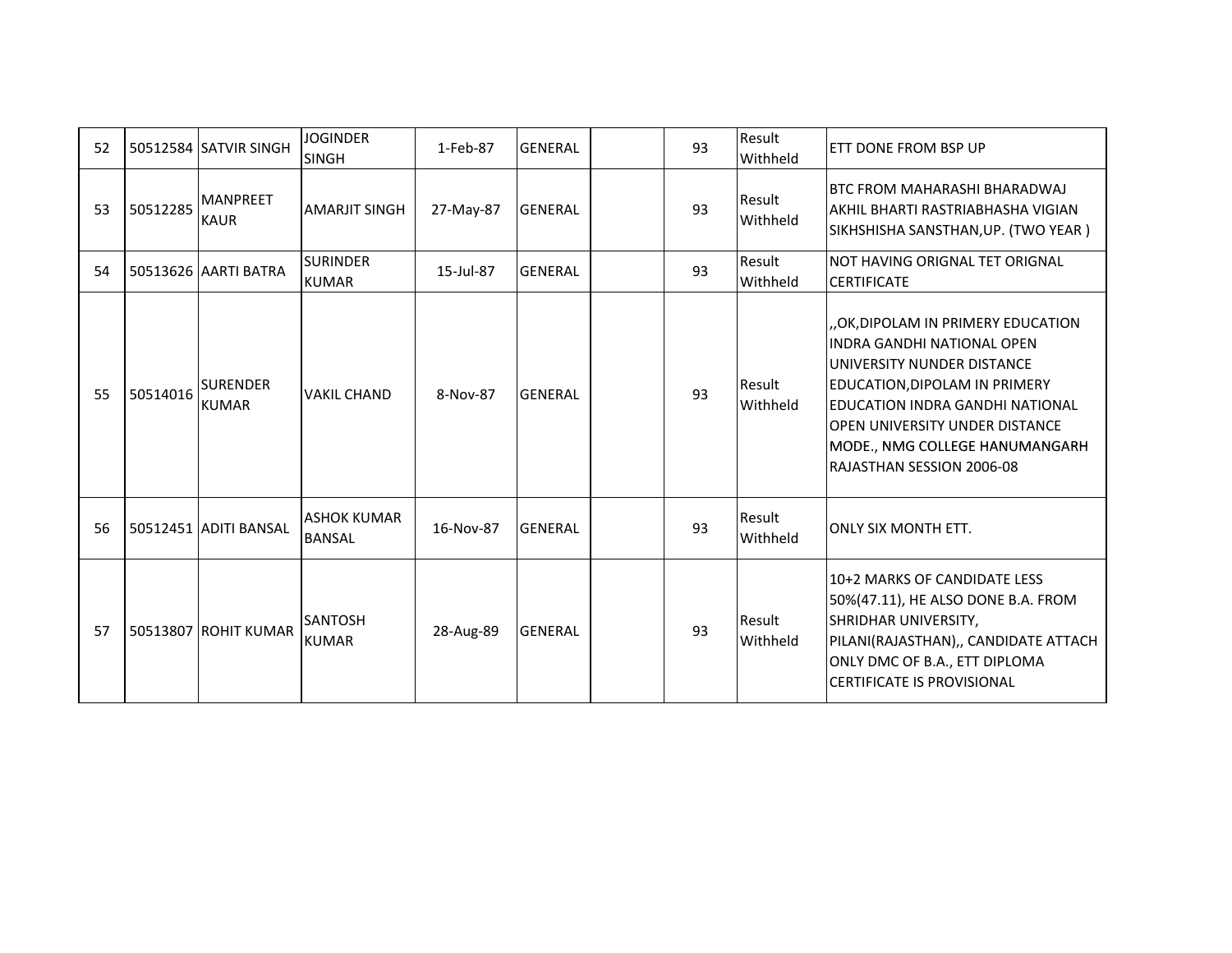| 52 | 50512584 | SATVIR SINGH | JOGINDER SINGH | 1-Feb-87 | GENERAL | | 93 | Result Withheld | ETT DONE FROM BSP UP |
|---|---|---|---|---|---|---|---|---|---|
| 53 | 50512285 | MANPREET KAUR | AMARJIT SINGH | 27-May-87 | GENERAL | | 93 | Result Withheld | BTC FROM MAHARASHI BHARADWAJ AKHIL BHARTI RASTRIABHASHA VIGIAN SIKHSHISHA SANSTHAN,UP. (TWO YEAR ) |
| 54 | 50513626 | AARTI BATRA | SURINDER KUMAR | 15-Jul-87 | GENERAL | | 93 | Result Withheld | NOT HAVING ORIGNAL TET ORIGNAL CERTIFICATE |
| 55 | 50514016 | SURENDER KUMAR | VAKIL CHAND | 8-Nov-87 | GENERAL | | 93 | Result Withheld | ,,OK,DIPOLAM IN PRIMERY EDUCATION INDRA GANDHI NATIONAL OPEN UNIVERSITY NUNDER DISTANCE EDUCATION,DIPOLAM IN PRIMERY EDUCATION INDRA GANDHI NATIONAL OPEN UNIVERSITY UNDER DISTANCE MODE., NMG COLLEGE HANUMANGARH RAJASTHAN SESSION 2006-08 |
| 56 | 50512451 | ADITI BANSAL | ASHOK KUMAR BANSAL | 16-Nov-87 | GENERAL | | 93 | Result Withheld | ONLY SIX MONTH ETT. |
| 57 | 50513807 | ROHIT KUMAR | SANTOSH KUMAR | 28-Aug-89 | GENERAL | | 93 | Result Withheld | 10+2 MARKS OF CANDIDATE LESS 50%(47.11), HE ALSO DONE B.A. FROM SHRIDHAR UNIVERSITY, PILANI(RAJASTHAN),, CANDIDATE ATTACH ONLY DMC OF B.A., ETT DIPLOMA CERTIFICATE IS PROVISIONAL |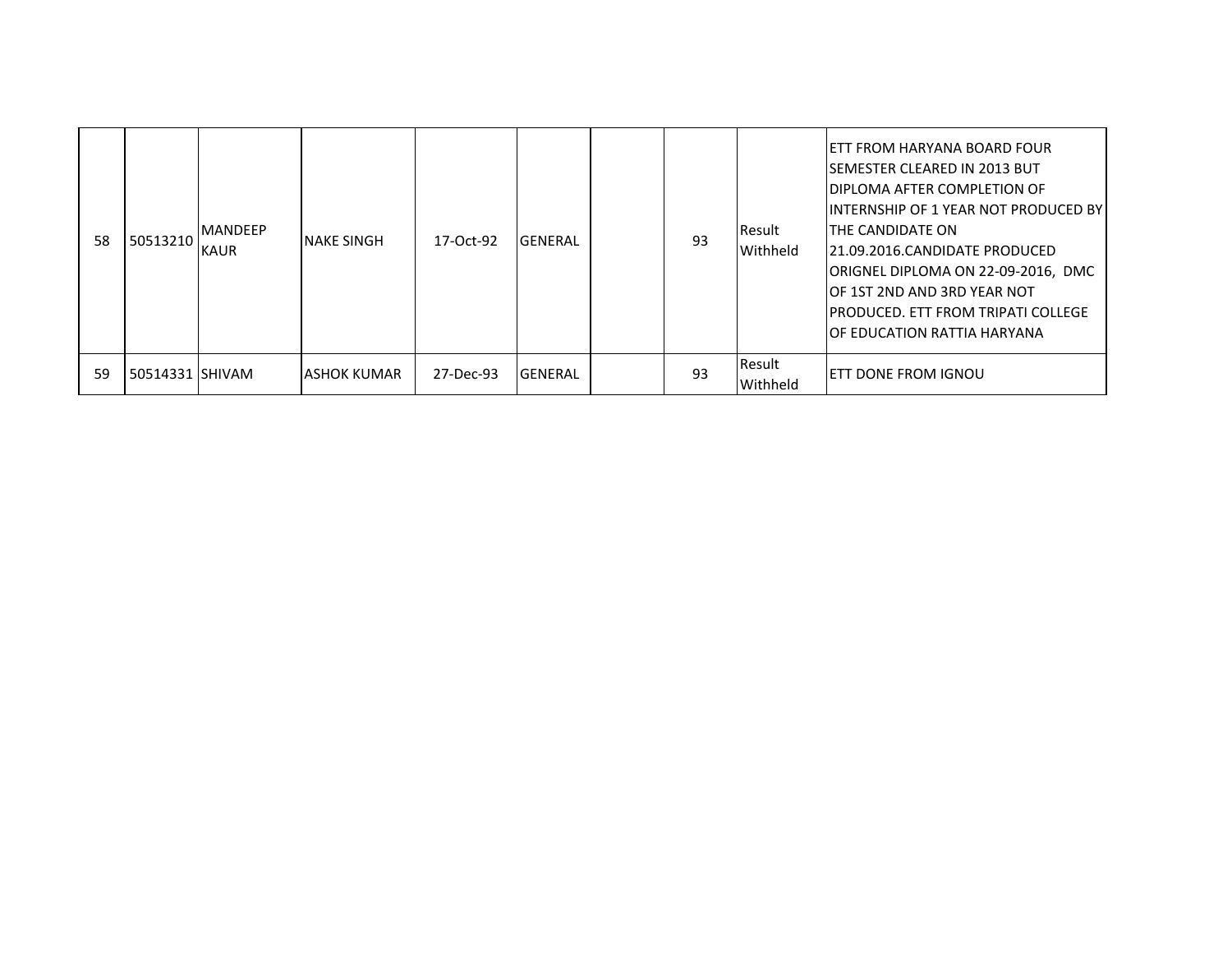| | | | | | | | | | |
|---|---|---|---|---|---|---|---|---|---|
| 58 | 50513210 | MANDEEP KAUR | NAKE SINGH | 17-Oct-92 | GENERAL | | 93 | Result Withheld | ETT FROM HARYANA BOARD FOUR SEMESTER CLEARED IN 2013 BUT DIPLOMA AFTER COMPLETION OF INTERNSHIP OF 1 YEAR NOT PRODUCED BY THE CANDIDATE ON 21.09.2016.CANDIDATE PRODUCED ORIGNEL DIPLOMA ON 22-09-2016, DMC OF 1ST 2ND AND 3RD YEAR NOT PRODUCED. ETT FROM TRIPATI COLLEGE OF EDUCATION RATTIA HARYANA |
| 59 | 50514331 | SHIVAM | ASHOK KUMAR | 27-Dec-93 | GENERAL | | 93 | Result Withheld | ETT DONE FROM IGNOU |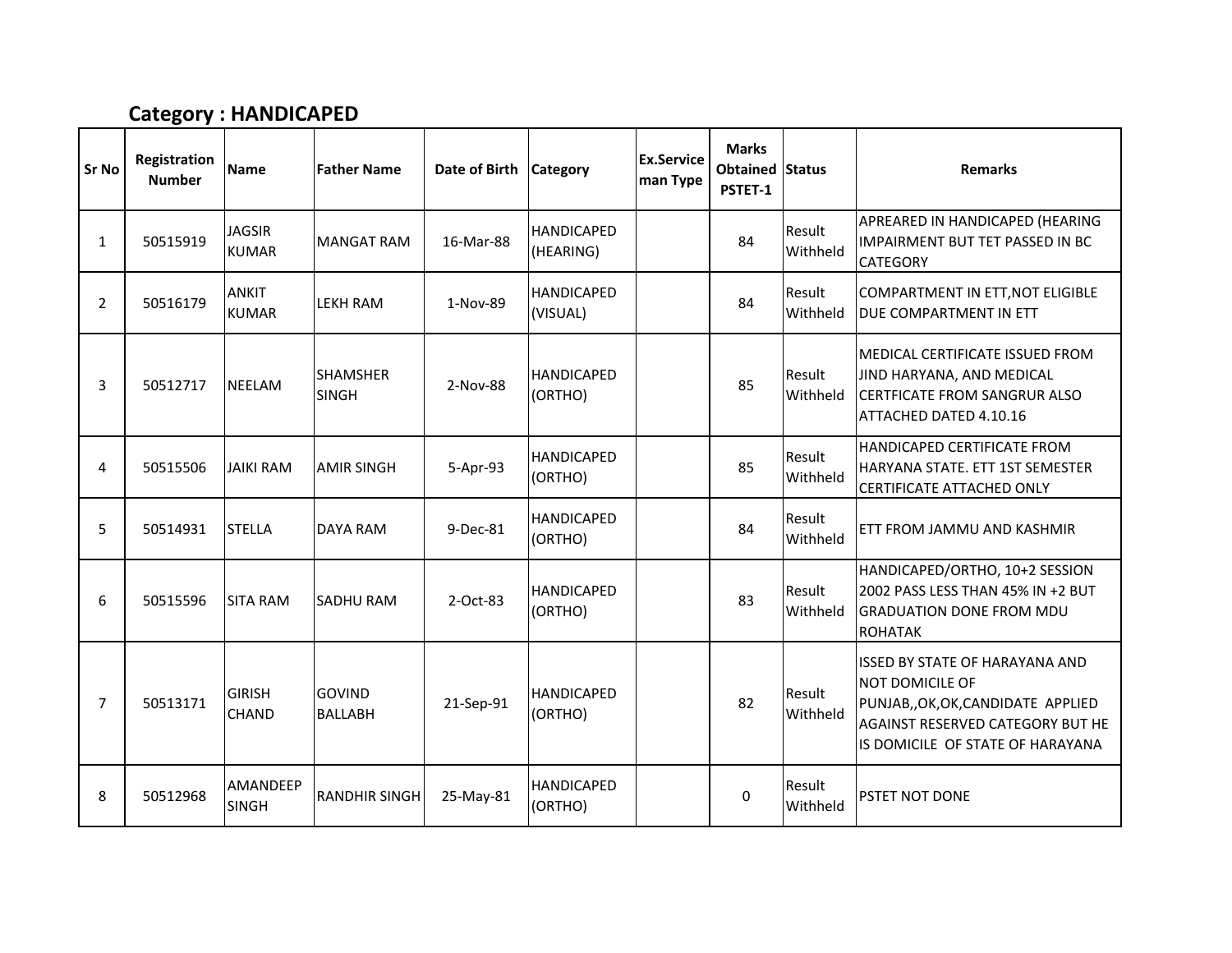## Category : HANDICAPED

| Sr No | Registration Number | Name | Father Name | Date of Birth | Category | Ex.Service man Type | Marks Obtained PSTET-1 | Status | Remarks |
|---|---|---|---|---|---|---|---|---|---|
| 1 | 50515919 | JAGSIR KUMAR | MANGAT RAM | 16-Mar-88 | HANDICAPED (HEARING) | | 84 | Result Withheld | APREARED IN HANDICAPED (HEARING IMPAIRMENT BUT TET PASSED IN BC CATEGORY |
| 2 | 50516179 | ANKIT KUMAR | LEKH RAM | 1-Nov-89 | HANDICAPED (VISUAL) | | 84 | Result Withheld | COMPARTMENT IN ETT,NOT ELIGIBLE DUE COMPARTMENT IN ETT |
| 3 | 50512717 | NEELAM | SHAMSHER SINGH | 2-Nov-88 | HANDICAPED (ORTHO) | | 85 | Result Withheld | MEDICAL CERTIFICATE ISSUED FROM JIND HARYANA, AND MEDICAL CERTFICATE FROM SANGRUR ALSO ATTACHED DATED 4.10.16 |
| 4 | 50515506 | JAIKI RAM | AMIR SINGH | 5-Apr-93 | HANDICAPED (ORTHO) | | 85 | Result Withheld | HANDICAPED CERTIFICATE FROM HARYANA STATE. ETT 1ST SEMESTER CERTIFICATE ATTACHED ONLY |
| 5 | 50514931 | STELLA | DAYA RAM | 9-Dec-81 | HANDICAPED (ORTHO) | | 84 | Result Withheld | ETT FROM JAMMU AND KASHMIR |
| 6 | 50515596 | SITA RAM | SADHU RAM | 2-Oct-83 | HANDICAPED (ORTHO) | | 83 | Result Withheld | HANDICAPED/ORTHO, 10+2 SESSION 2002 PASS LESS THAN 45% IN +2 BUT GRADUATION DONE FROM MDU ROHATAK |
| 7 | 50513171 | GIRISH CHAND | GOVIND BALLABH | 21-Sep-91 | HANDICAPED (ORTHO) | | 82 | Result Withheld | ISSED BY STATE OF HARAYANA AND NOT DOMICILE OF PUNJAB,,OK,OK,CANDIDATE APPLIED AGAINST RESERVED CATEGORY BUT HE IS DOMICILE OF STATE OF HARAYANA |
| 8 | 50512968 | AMANDEEP SINGH | RANDHIR SINGH | 25-May-81 | HANDICAPED (ORTHO) | | 0 | Result Withheld | PSTET NOT DONE |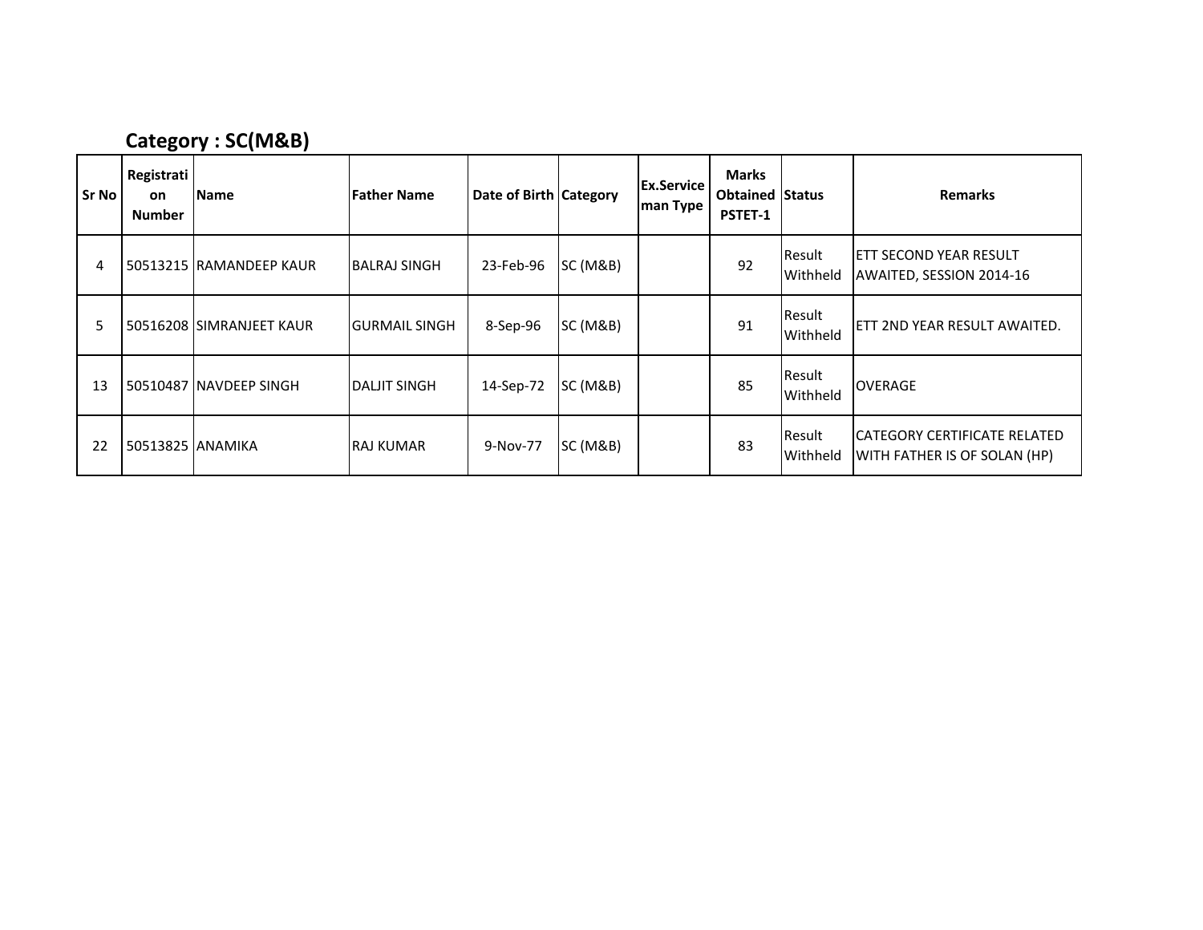## Category : SC(M&B)

| Sr No | Registration Number | Name | Father Name | Date of Birth | Category | Ex.Serviceman Type | Marks Obtained PSTET-1 | Status | Remarks |
|---|---|---|---|---|---|---|---|---|---|
| 4 | 50513215 | RAMANDEEP KAUR | BALRAJ SINGH | 23-Feb-96 | SC (M&B) | | 92 | Result Withheld | ETT SECOND YEAR RESULT AWAITED, SESSION 2014-16 |
| 5 | 50516208 | SIMRANJEET KAUR | GURMAIL SINGH | 8-Sep-96 | SC (M&B) | | 91 | Result Withheld | ETT 2ND YEAR RESULT AWAITED. |
| 13 | 50510487 | NAVDEEP SINGH | DALJIT SINGH | 14-Sep-72 | SC (M&B) | | 85 | Result Withheld | OVERAGE |
| 22 | 50513825 | ANAMIKA | RAJ KUMAR | 9-Nov-77 | SC (M&B) | | 83 | Result Withheld | CATEGORY CERTIFICATE RELATED WITH FATHER IS OF SOLAN (HP) |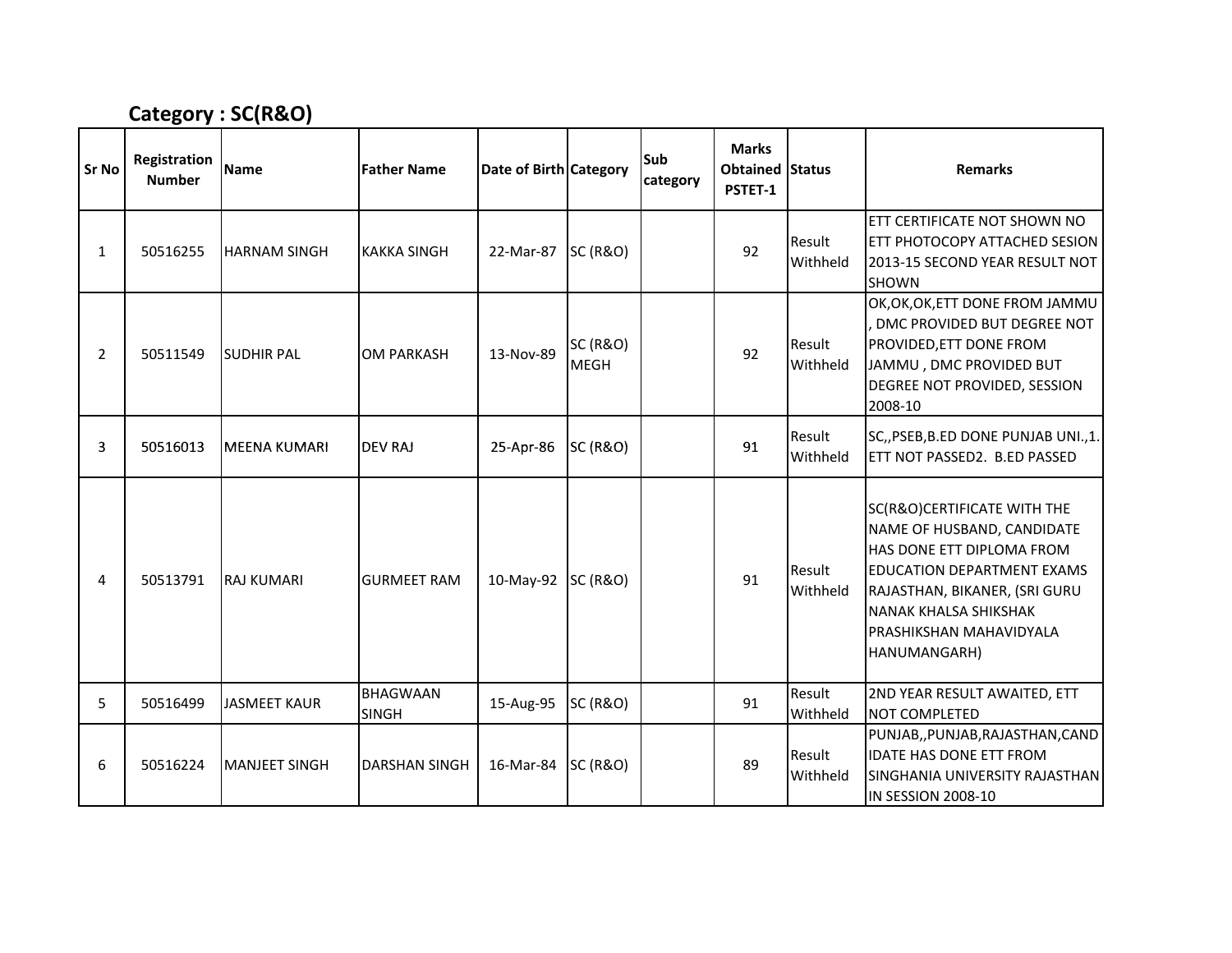## Category : SC(R&O)

| Sr No | Registration Number | Name | Father Name | Date of Birth | Category | Sub category | Marks Obtained PSTET-1 | Status | Remarks |
|---|---|---|---|---|---|---|---|---|---|
| 1 | 50516255 | HARNAM SINGH | KAKKA SINGH | 22-Mar-87 | SC (R&O) | | 92 | Result Withheld | ETT CERTIFICATE NOT SHOWN NO ETT PHOTOCOPY ATTACHED SESION 2013-15 SECOND YEAR RESULT NOT SHOWN |
| 2 | 50511549 | SUDHIR PAL | OM PARKASH | 13-Nov-89 | SC (R&O) MEGH | | 92 | Result Withheld | OK,OK,OK,ETT DONE FROM JAMMU , DMC PROVIDED BUT DEGREE NOT PROVIDED,ETT DONE FROM JAMMU , DMC PROVIDED BUT DEGREE NOT PROVIDED, SESSION 2008-10 |
| 3 | 50516013 | MEENA KUMARI | DEV RAJ | 25-Apr-86 | SC (R&O) | | 91 | Result Withheld | SC,,PSEB,B.ED DONE PUNJAB UNI.,1. ETT NOT PASSED2. B.ED PASSED |
| 4 | 50513791 | RAJ KUMARI | GURMEET RAM | 10-May-92 | SC (R&O) | | 91 | Result Withheld | SC(R&O)CERTIFICATE WITH THE NAME OF HUSBAND, CANDIDATE HAS DONE ETT DIPLOMA FROM EDUCATION DEPARTMENT EXAMS RAJASTHAN, BIKANER, (SRI GURU NANAK KHALSA SHIKSHAK PRASHIKSHAN MAHAVIDYALA HANUMANGARH) |
| 5 | 50516499 | JASMEET KAUR | BHAGWAAN SINGH | 15-Aug-95 | SC (R&O) | | 91 | Result Withheld | 2ND YEAR RESULT AWAITED, ETT NOT COMPLETED |
| 6 | 50516224 | MANJEET SINGH | DARSHAN SINGH | 16-Mar-84 | SC (R&O) | | 89 | Result Withheld | PUNJAB,,PUNJAB,RAJASTHAN,CANDIDATE HAS DONE ETT FROM SINGHANIA UNIVERSITY RAJASTHAN IN SESSION 2008-10 |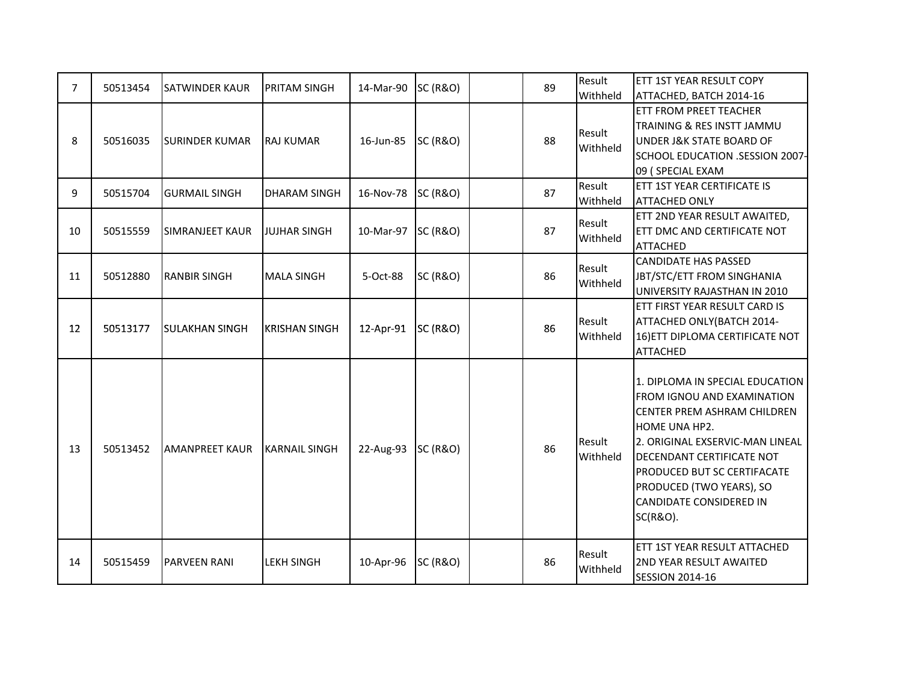| | | | | | | | | | |
|---|---|---|---|---|---|---|---|---|---|
| 7 | 50513454 | SATWINDER KAUR | PRITAM SINGH | 14-Mar-90 | SC (R&O) | | 89 | Result Withheld | ETT 1ST YEAR RESULT COPY ATTACHED, BATCH 2014-16 |
| 8 | 50516035 | SURINDER KUMAR | RAJ KUMAR | 16-Jun-85 | SC (R&O) | | 88 | Result Withheld | ETT FROM PREET TEACHER TRAINING & RES INSTT JAMMU UNDER J&K STATE BOARD OF SCHOOL EDUCATION .SESSION 2007-09 ( SPECIAL EXAM |
| 9 | 50515704 | GURMAIL SINGH | DHARAM SINGH | 16-Nov-78 | SC (R&O) | | 87 | Result Withheld | ETT 1ST YEAR CERTIFICATE IS ATTACHED ONLY |
| 10 | 50515559 | SIMRANJEET KAUR | JUJHAR SINGH | 10-Mar-97 | SC (R&O) | | 87 | Result Withheld | ETT 2ND YEAR RESULT AWAITED, ETT DMC AND CERTIFICATE NOT ATTACHED |
| 11 | 50512880 | RANBIR SINGH | MALA SINGH | 5-Oct-88 | SC (R&O) | | 86 | Result Withheld | CANDIDATE HAS PASSED JBT/STC/ETT FROM SINGHANIA UNIVERSITY RAJASTHAN IN 2010 |
| 12 | 50513177 | SULAKHAN SINGH | KRISHAN SINGH | 12-Apr-91 | SC (R&O) | | 86 | Result Withheld | ETT FIRST YEAR RESULT CARD IS ATTACHED ONLY(BATCH 2014-16)ETT DIPLOMA CERTIFICATE NOT ATTACHED |
| 13 | 50513452 | AMANPREET KAUR | KARNAIL SINGH | 22-Aug-93 | SC (R&O) | | 86 | Result Withheld | 1. DIPLOMA IN SPECIAL EDUCATION FROM IGNOU AND EXAMINATION CENTER PREM ASHRAM CHILDREN HOME UNA HP2. 2. ORIGINAL EXSERVIC-MAN LINEAL DECENDANT CERTIFICATE NOT PRODUCED BUT SC CERTIFACATE PRODUCED (TWO YEARS), SO CANDIDATE CONSIDERED IN SC(R&O). |
| 14 | 50515459 | PARVEEN RANI | LEKH SINGH | 10-Apr-96 | SC (R&O) | | 86 | Result Withheld | ETT 1ST YEAR RESULT ATTACHED 2ND YEAR RESULT AWAITED SESSION 2014-16 |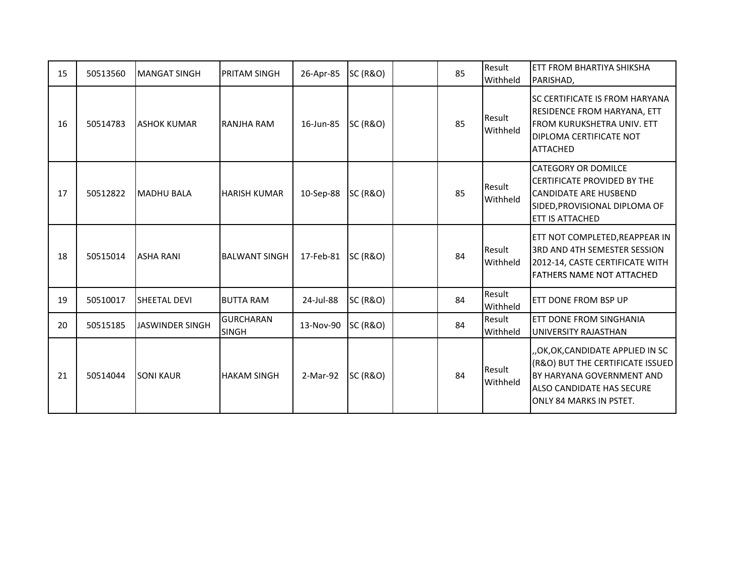| 15 | 50513560 | MANGAT SINGH | PRITAM SINGH | 26-Apr-85 | SC (R&O) | | 85 | Result Withheld | ETT FROM BHARTIYA SHIKSHA PARISHAD, |
|---|---|---|---|---|---|---|---|---|---|
| 16 | 50514783 | ASHOK KUMAR | RANJHA RAM | 16-Jun-85 | SC (R&O) | | 85 | Result Withheld | SC CERTIFICATE IS FROM HARYANA RESIDENCE FROM HARYANA, ETT FROM KURUKSHETRA UNIV. ETT DIPLOMA CERTIFICATE NOT ATTACHED |
| 17 | 50512822 | MADHU BALA | HARISH KUMAR | 10-Sep-88 | SC (R&O) | | 85 | Result Withheld | CATEGORY OR DOMILCE CERTIFICATE PROVIDED BY THE CANDIDATE ARE HUSBEND SIDED,PROVISIONAL DIPLOMA OF ETT IS ATTACHED |
| 18 | 50515014 | ASHA RANI | BALWANT SINGH | 17-Feb-81 | SC (R&O) | | 84 | Result Withheld | ETT NOT COMPLETED,REAPPEAR IN 3RD AND 4TH SEMESTER SESSION 2012-14, CASTE CERTIFICATE WITH FATHERS NAME NOT ATTACHED |
| 19 | 50510017 | SHEETAL DEVI | BUTTA RAM | 24-Jul-88 | SC (R&O) | | 84 | Result Withheld | ETT DONE FROM BSP UP |
| 20 | 50515185 | JASWINDER SINGH | GURCHARAN SINGH | 13-Nov-90 | SC (R&O) | | 84 | Result Withheld | ETT DONE FROM SINGHANIA UNIVERSITY RAJASTHAN |
| 21 | 50514044 | SONI KAUR | HAKAM SINGH | 2-Mar-92 | SC (R&O) | | 84 | Result Withheld | ,,OK,OK,CANDIDATE APPLIED IN SC (R&O) BUT THE CERTIFICATE ISSUED BY HARYANA GOVERNMENT AND ALSO CANDIDATE HAS SECURE ONLY 84 MARKS IN PSTET. |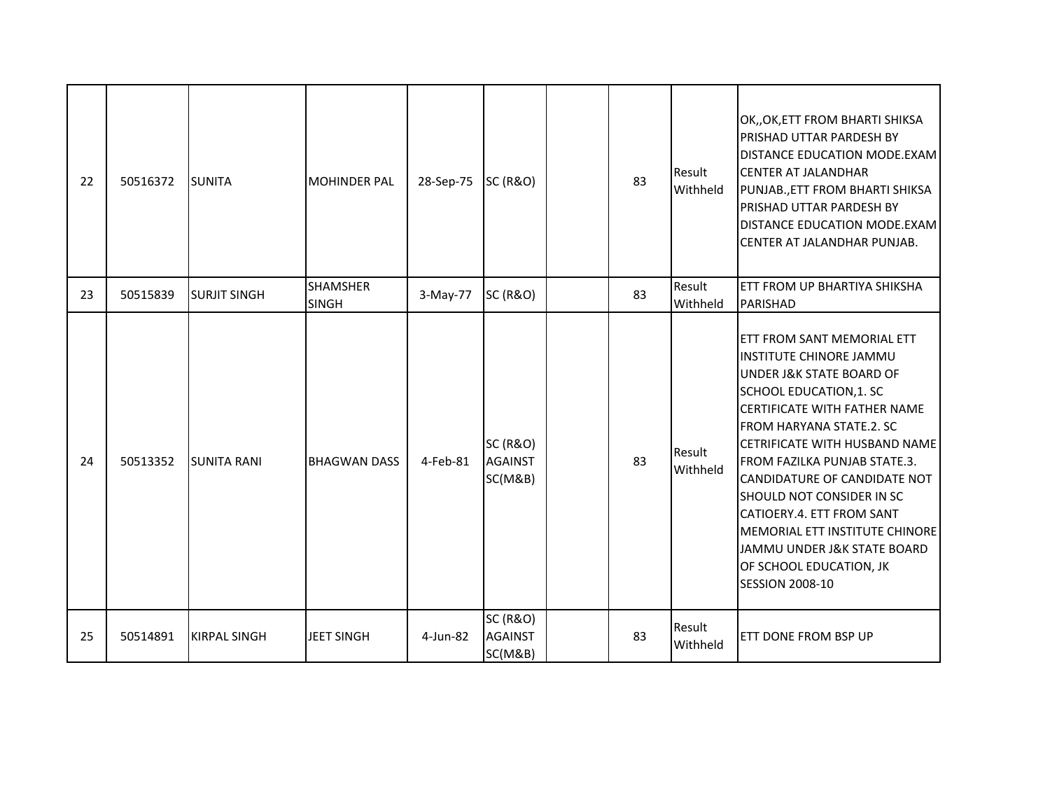| | | | | | | | | | |
|---|---|---|---|---|---|---|---|---|---|
| 22 | 50516372 | SUNITA | MOHINDER PAL | 28-Sep-75 | SC (R&O) | | 83 | Result Withheld | OK,,OK,ETT FROM BHARTI SHIKSA PRISHAD UTTAR PARDESH BY DISTANCE EDUCATION MODE.EXAM CENTER AT JALANDHAR PUNJAB.,ETT FROM BHARTI SHIKSA PRISHAD UTTAR PARDESH BY DISTANCE EDUCATION MODE.EXAM CENTER AT JALANDHAR PUNJAB. |
| 23 | 50515839 | SURJIT SINGH | SHAMSHER SINGH | 3-May-77 | SC (R&O) | | 83 | Result Withheld | ETT FROM UP BHARTIYA SHIKSHA PARISHAD |
| 24 | 50513352 | SUNITA RANI | BHAGWAN DASS | 4-Feb-81 | SC (R&O) AGAINST SC(M&B) | | 83 | Result Withheld | ETT FROM SANT MEMORIAL ETT INSTITUTE CHINORE JAMMU UNDER J&K STATE BOARD OF SCHOOL EDUCATION,1. SC CERTIFICATE WITH FATHER NAME FROM HARYANA STATE.2. SC CETRIFICATE WITH HUSBAND NAME FROM FAZILKA PUNJAB STATE.3. CANDIDATURE OF CANDIDATE NOT SHOULD NOT CONSIDER IN SC CATIOERY.4. ETT FROM SANT MEMORIAL ETT INSTITUTE CHINORE JAMMU UNDER J&K STATE BOARD OF SCHOOL EDUCATION, JK SESSION 2008-10 |
| 25 | 50514891 | KIRPAL SINGH | JEET SINGH | 4-Jun-82 | SC (R&O) AGAINST SC(M&B) | | 83 | Result Withheld | ETT DONE FROM BSP UP |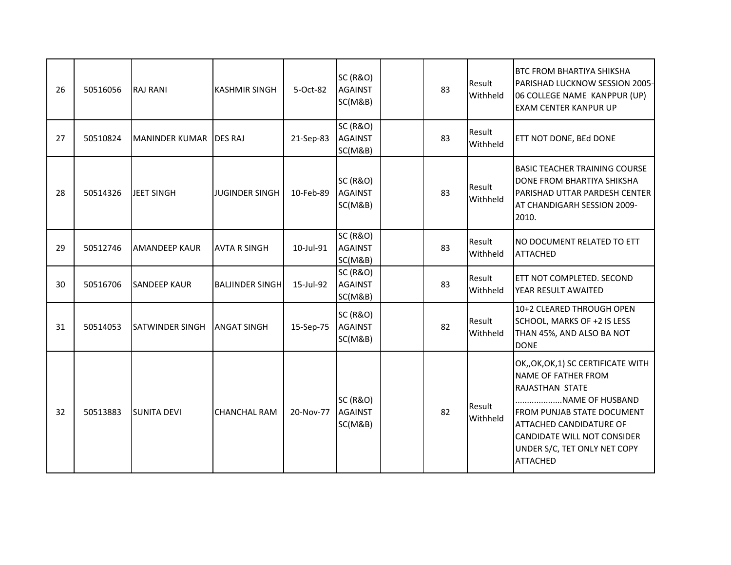| | | | | | | | | | |
|---|---|---|---|---|---|---|---|---|---|
| 26 | 50516056 | RAJ RANI | KASHMIR SINGH | 5-Oct-82 | SC (R&O) AGAINST SC(M&B) | | 83 | Result Withheld | BTC FROM BHARTIYA SHIKSHA PARISHAD LUCKNOW SESSION 2005-06 COLLEGE NAME KANPPUR (UP) EXAM CENTER KANPUR UP |
| 27 | 50510824 | MANINDER KUMAR | DES RAJ | 21-Sep-83 | SC (R&O) AGAINST SC(M&B) | | 83 | Result Withheld | ETT NOT DONE, BEd DONE |
| 28 | 50514326 | JEET SINGH | JUGINDER SINGH | 10-Feb-89 | SC (R&O) AGAINST SC(M&B) | | 83 | Result Withheld | BASIC TEACHER TRAINING COURSE DONE FROM BHARTIYA SHIKSHA PARISHAD UTTAR PARDESH CENTER AT CHANDIGARH SESSION 2009-2010. |
| 29 | 50512746 | AMANDEEP KAUR | AVTA R SINGH | 10-Jul-91 | SC (R&O) AGAINST SC(M&B) | | 83 | Result Withheld | NO DOCUMENT RELATED TO ETT ATTACHED |
| 30 | 50516706 | SANDEEP KAUR | BALJINDER SINGH | 15-Jul-92 | SC (R&O) AGAINST SC(M&B) | | 83 | Result Withheld | ETT NOT COMPLETED. SECOND YEAR RESULT AWAITED |
| 31 | 50514053 | SATWINDER SINGH | ANGAT SINGH | 15-Sep-75 | SC (R&O) AGAINST SC(M&B) | | 82 | Result Withheld | 10+2 CLEARED THROUGH OPEN SCHOOL, MARKS OF +2 IS LESS THAN 45%, AND ALSO BA NOT DONE |
| 32 | 50513883 | SUNITA DEVI | CHANCHAL RAM | 20-Nov-77 | SC (R&O) AGAINST SC(M&B) | | 82 | Result Withheld | OK,,OK,OK,1) SC CERTIFICATE WITH NAME OF FATHER FROM RAJASTHAN STATE ....................NAME OF HUSBAND FROM PUNJAB STATE DOCUMENT ATTACHED CANDIDATURE OF CANDIDATE WILL NOT CONSIDER UNDER S/C, TET ONLY NET COPY ATTACHED |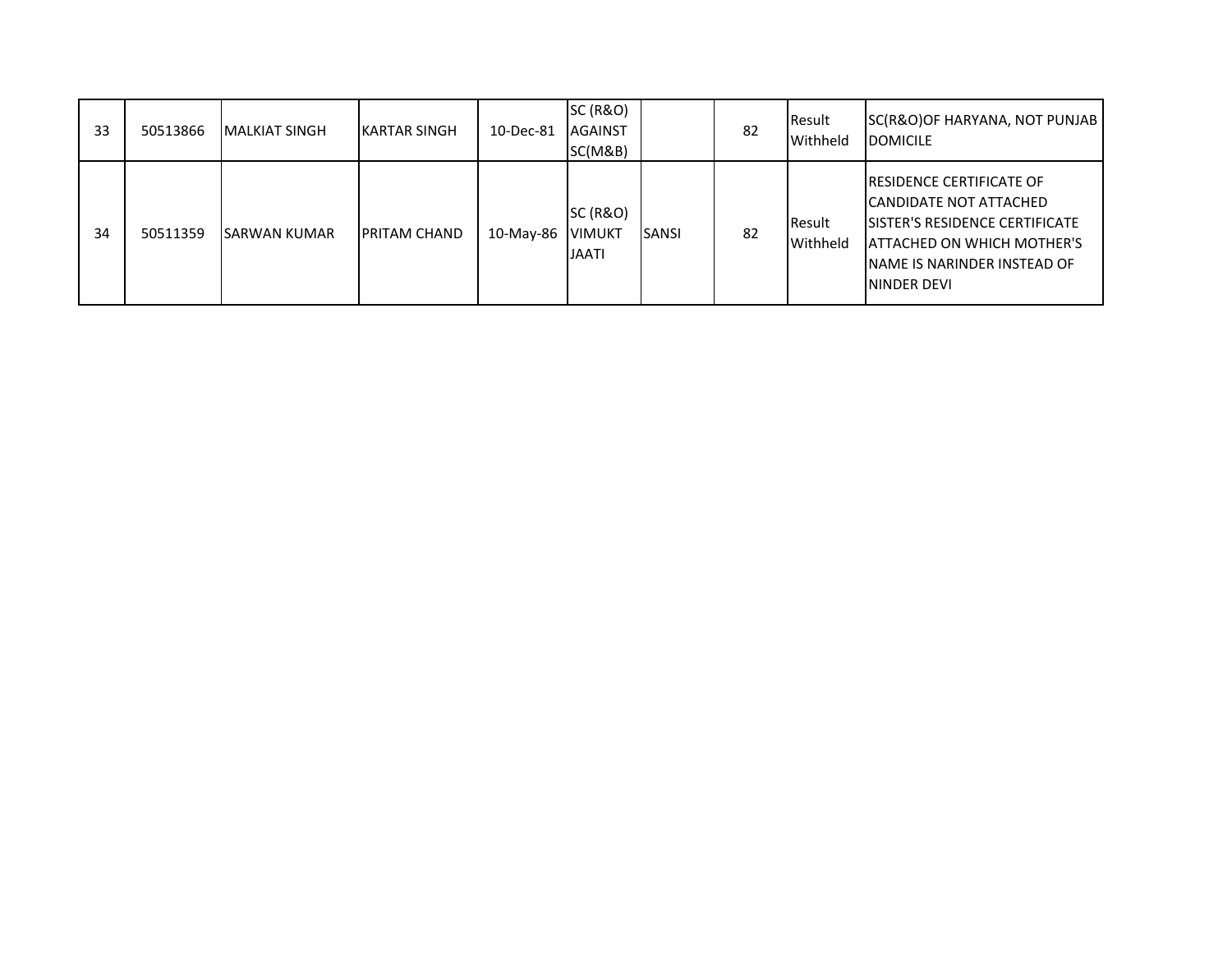|  |  |  |  |  |  |  |  |  |  |
|---|---|---|---|---|---|---|---|---|---|
| 33 | 50513866 | MALKIAT SINGH | KARTAR SINGH | 10-Dec-81 | SC (R&O) AGAINST SC(M&B) |  | 82 | Result Withheld | SC(R&O)OF HARYANA, NOT PUNJAB DOMICILE |
| 34 | 50511359 | SARWAN KUMAR | PRITAM CHAND | 10-May-86 | SC (R&O) VIMUKT JAATI | SANSI | 82 | Result Withheld | RESIDENCE CERTIFICATE OF CANDIDATE NOT ATTACHED SISTER'S RESIDENCE CERTIFICATE ATTACHED ON WHICH MOTHER'S NAME IS NARINDER INSTEAD OF NINDER DEVI |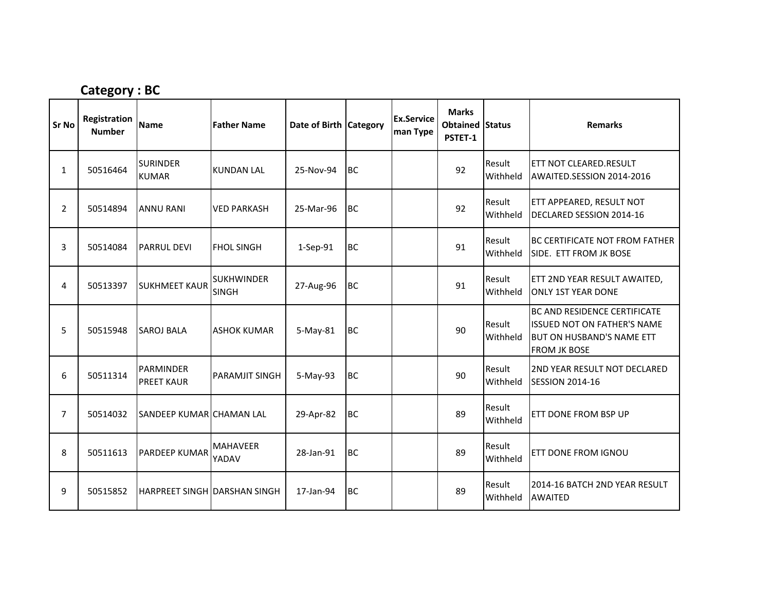## Category : BC

| Sr No | Registration Number | Name | Father Name | Date of Birth | Category | Ex.Serviceman Type | Marks Obtained PSTET-1 | Status | Remarks |
|---|---|---|---|---|---|---|---|---|---|
| 1 | 50516464 | SURINDER KUMAR | KUNDAN LAL | 25-Nov-94 | BC | | 92 | Result Withheld | ETT NOT CLEARED.RESULT AWAITED.SESSION 2014-2016 |
| 2 | 50514894 | ANNU RANI | VED PARKASH | 25-Mar-96 | BC | | 92 | Result Withheld | ETT APPEARED, RESULT NOT DECLARED SESSION 2014-16 |
| 3 | 50514084 | PARRUL DEVI | FHOL SINGH | 1-Sep-91 | BC | | 91 | Result Withheld | BC CERTIFICATE NOT FROM FATHER SIDE. ETT FROM JK BOSE |
| 4 | 50513397 | SUKHMEET KAUR | SUKHWINDER SINGH | 27-Aug-96 | BC | | 91 | Result Withheld | ETT 2ND YEAR RESULT AWAITED, ONLY 1ST YEAR DONE |
| 5 | 50515948 | SAROJ BALA | ASHOK KUMAR | 5-May-81 | BC | | 90 | Result Withheld | BC AND RESIDENCE CERTIFICATE ISSUED NOT ON FATHER'S NAME BUT ON HUSBAND'S NAME ETT FROM JK BOSE |
| 6 | 50511314 | PARMINDER PREET KAUR | PARAMJIT SINGH | 5-May-93 | BC | | 90 | Result Withheld | 2ND YEAR RESULT NOT DECLARED SESSION 2014-16 |
| 7 | 50514032 | SANDEEP KUMAR | CHAMAN LAL | 29-Apr-82 | BC | | 89 | Result Withheld | ETT DONE FROM BSP UP |
| 8 | 50511613 | PARDEEP KUMAR | MAHAVEER YADAV | 28-Jan-91 | BC | | 89 | Result Withheld | ETT DONE FROM IGNOU |
| 9 | 50515852 | HARPREET SINGH | DARSHAN SINGH | 17-Jan-94 | BC | | 89 | Result Withheld | 2014-16 BATCH 2ND YEAR RESULT AWAITED |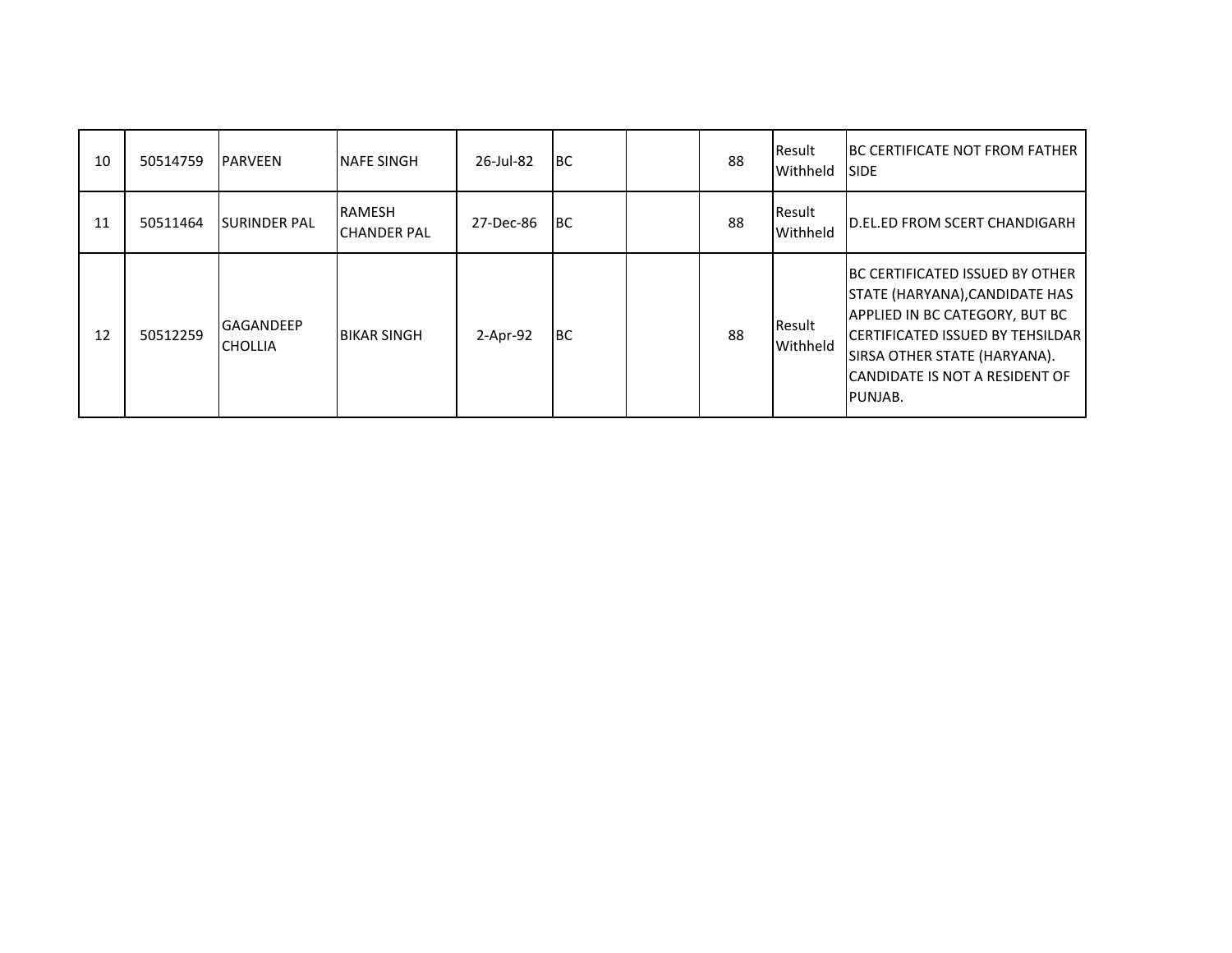| | | | | | | | | | |
|---|---|---|---|---|---|---|---|---|---|
| 10 | 50514759 | PARVEEN | NAFE SINGH | 26-Jul-82 | BC | | 88 | Result Withheld | BC CERTIFICATE NOT FROM FATHER SIDE |
| 11 | 50511464 | SURINDER PAL | RAMESH CHANDER PAL | 27-Dec-86 | BC | | 88 | Result Withheld | D.EL.ED FROM SCERT CHANDIGARH |
| 12 | 50512259 | GAGANDEEP CHOLLIA | BIKAR SINGH | 2-Apr-92 | BC | | 88 | Result Withheld | BC CERTIFICATED ISSUED BY OTHER STATE (HARYANA),CANDIDATE HAS APPLIED IN BC CATEGORY, BUT BC CERTIFICATED ISSUED BY TEHSILDAR SIRSA OTHER STATE (HARYANA). CANDIDATE IS NOT A RESIDENT OF PUNJAB. |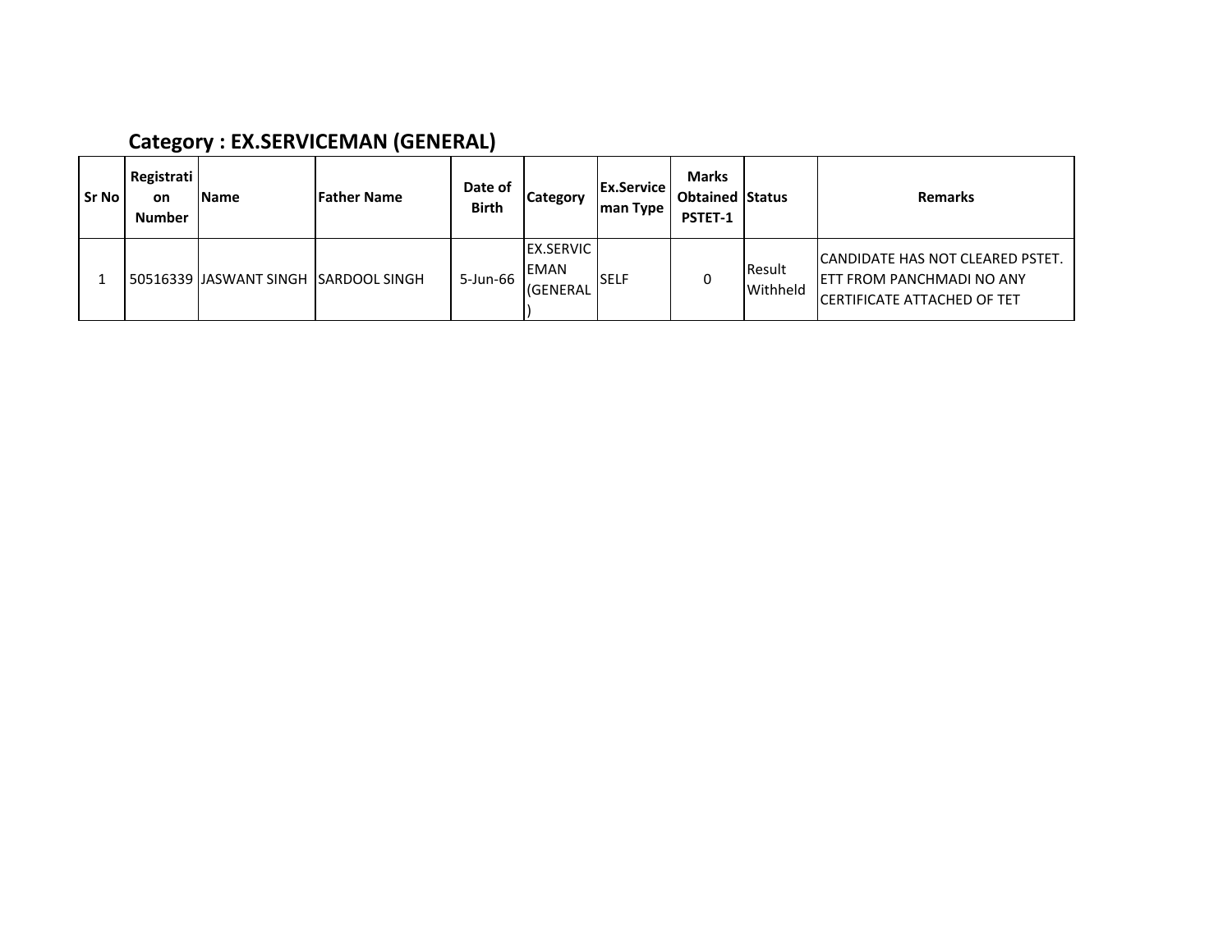## Category : EX.SERVICEMAN (GENERAL)

| Sr No | Registration Number | Name | Father Name | Date of Birth | Category | Ex.Serviceman Type | Marks Obtained PSTET-1 | Status | Remarks |
|---|---|---|---|---|---|---|---|---|---|
| 1 | 50516339 | JASWANT SINGH | SARDOOL SINGH | 5-Jun-66 | EX.SERVICEMAN (GENERAL) | SELF | 0 | Result Withheld | CANDIDATE HAS NOT CLEARED PSTET. ETT FROM PANCHMADI NO ANY CERTIFICATE ATTACHED OF TET |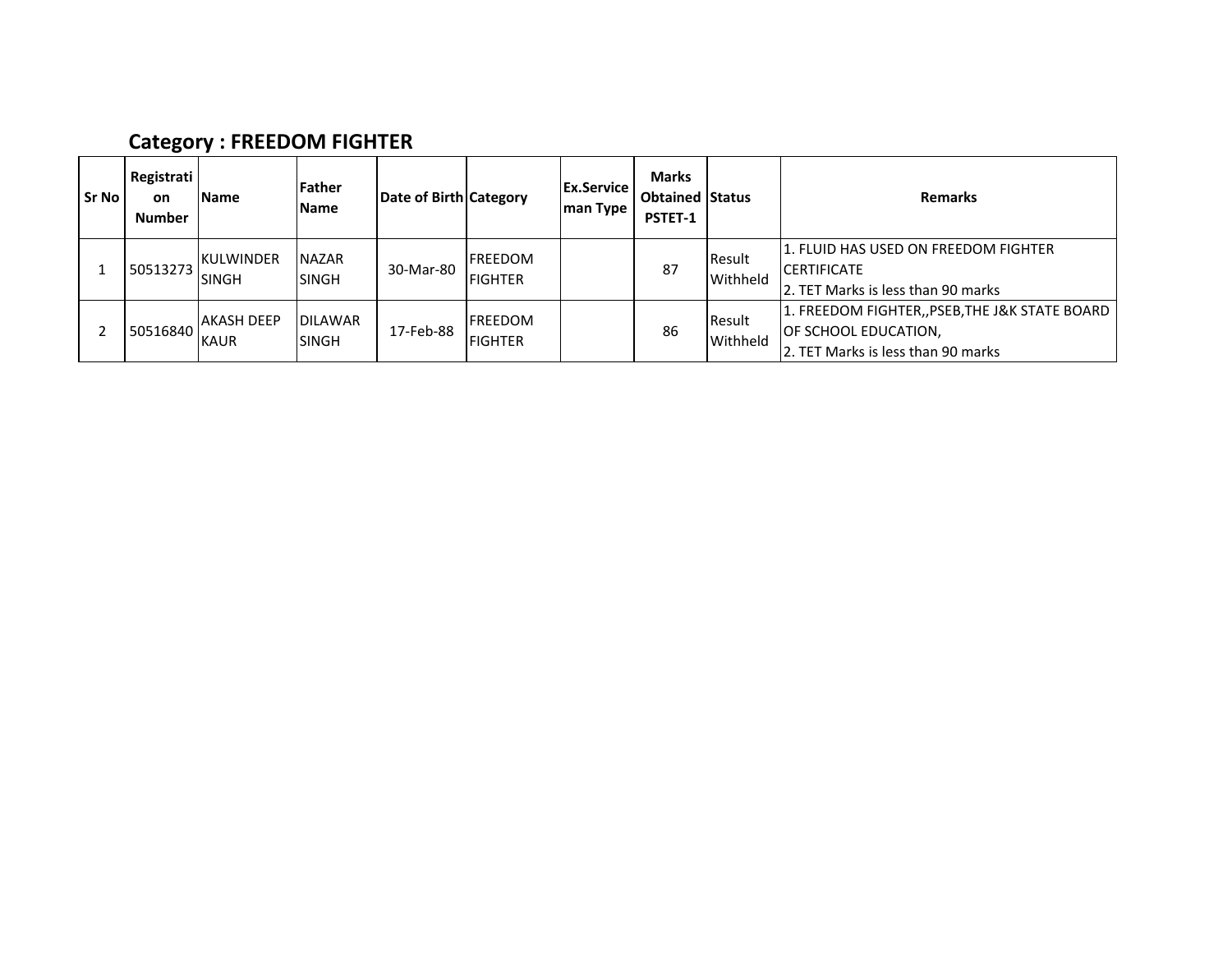## Category : FREEDOM FIGHTER

| Sr No | Registration Number | Name | Father Name | Date of Birth | Category | Ex.Serviceman Type | Marks Obtained PSTET-1 | Status | Remarks |
|---|---|---|---|---|---|---|---|---|---|
| 1 | 50513273 | KULWINDER SINGH | NAZAR SINGH | 30-Mar-80 | FREEDOM FIGHTER | | 87 | Result Withheld | 1. FLUID HAS USED ON FREEDOM FIGHTER CERTIFICATE<br>2. TET Marks is less than 90 marks |
| 2 | 50516840 | AKASH DEEP KAUR | DILAWAR SINGH | 17-Feb-88 | FREEDOM FIGHTER | | 86 | Result Withheld | 1. FREEDOM FIGHTER,,PSEB,THE J&K STATE BOARD OF SCHOOL EDUCATION,<br>2. TET Marks is less than 90 marks |